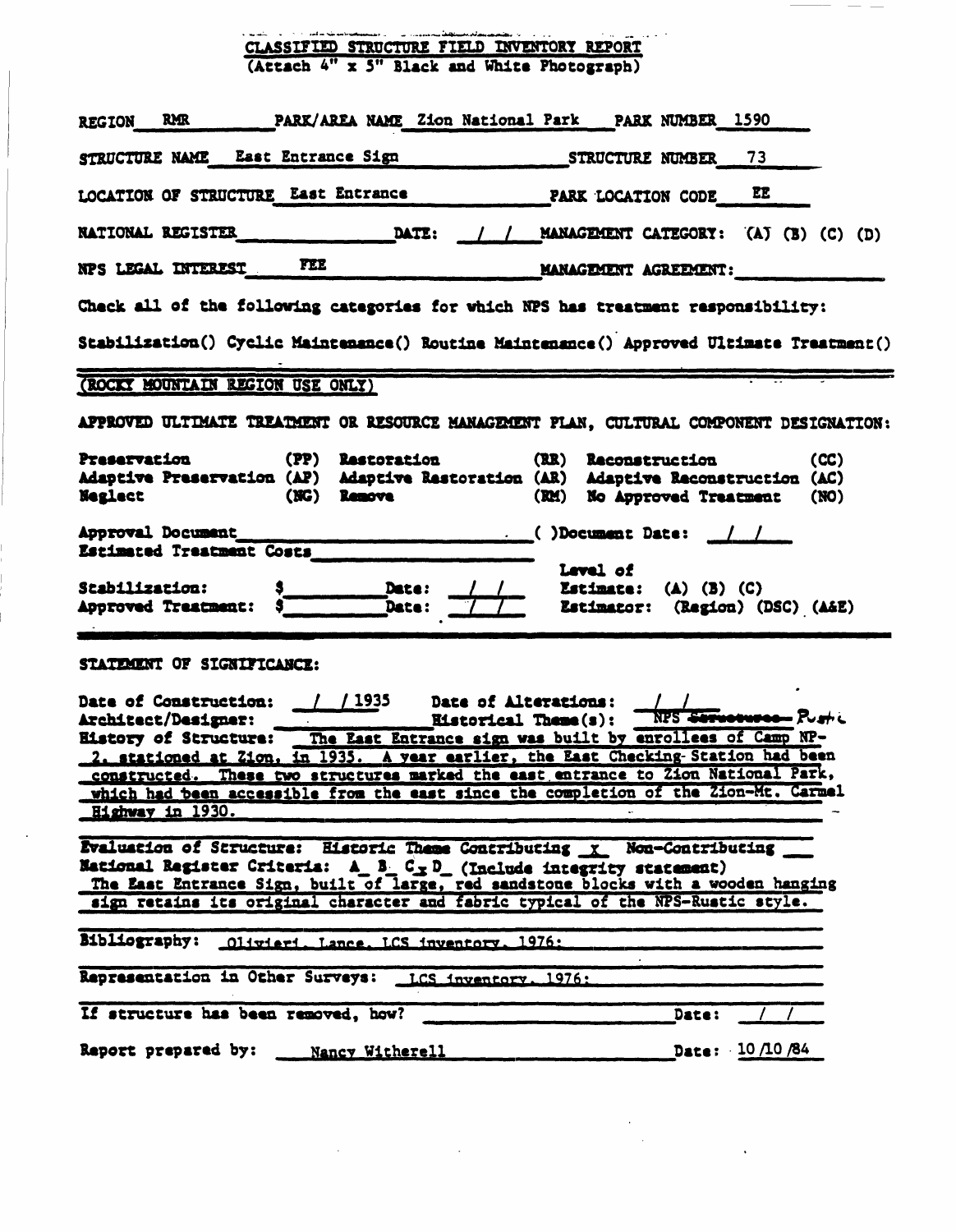# CLASSIFIED STRUCTURE FIELD INVENTORY REPORT

(Attach 4" x 5" Black and White Photograph)

REGION RMR PARK/AREA NAME Zion National Park PARK NUMBER 1590

STRUCTURE NAME East Entrance Sign STRUCTURE NUMBER 73

LOCATION OF STRUCTURE East Entrance PARK LOCATION CODE EE

NATIONAL REGISTER ______ DATE: / / MANAGEMENT CATEGORY: (A) (B) (C) (D)

NPS LEGAL INTEREST FEE MANAGEMENT AGREEMENT: ______

Check all of the following categories for which NPS has treatment responsibility:

Stabilization() Cyclic Maintenance() Routine Maintenance() Approved Ultimate Treatment()

(ROCKY MOUNTAIN REGION USE ONLY)

APPROVED ULTIMATE TREATMENT OR RESOURCE MANAGEMENT PLAN, CULTURAL COMPONENT DESIGNATION:

| | | | | | |
|---|---|---|---|---|---|
| Preservation | (PP) | Restoration | (RR) | Reconstruction | (CC) |
| Adaptive Preservation | (AP) | Adaptive Restoration | (AR) | Adaptive Reconstruction | (AC) |
| Neglect | (NG) | Remove | (RM) | No Approved Treatment | (NO) |

Approval Document ______ ( )Document Date: / /

Estimated Treatment Costs ______

Stabilization: $______ Date: / / Level of Estimate: (A) (B) (C)

Approved Treatment: $______ Date: / / Estimator: (Region) (DSC) (A&E)

STATEMENT OF SIGNIFICANCE:

Date of Construction: / /1935 Date of Alterations: / /

Architect/Designer: ______ Historical Theme(s): NPS ~~Structures~~ Rustic

History of Structure: The East Entrance sign was built by enrollees of Camp NP-2, stationed at Zion, in 1935. A year earlier, the East Checking Station had been constructed. These two structures marked the east entrance to Zion National Park, which had been accessible from the east since the completion of the Zion-Mt. Carmel Highway in 1930.

Evaluation of Structure: Historic Theme Contributing x Non-Contributing __

National Register Criteria: A_ B_ C x D_ (Include integrity statement)

The East Entrance Sign, built of large, red sandstone blocks with a wooden hanging sign retains its original character and fabric typical of the NPS-Rustic style.

Bibliography: Olivieri, Lance. LCS inventory, 1976;

Representation in Other Surveys: LCS inventory, 1976;

If structure has been removed, how? ______ Date: / /

Report prepared by: Nancy Witherell Date: 10/10/84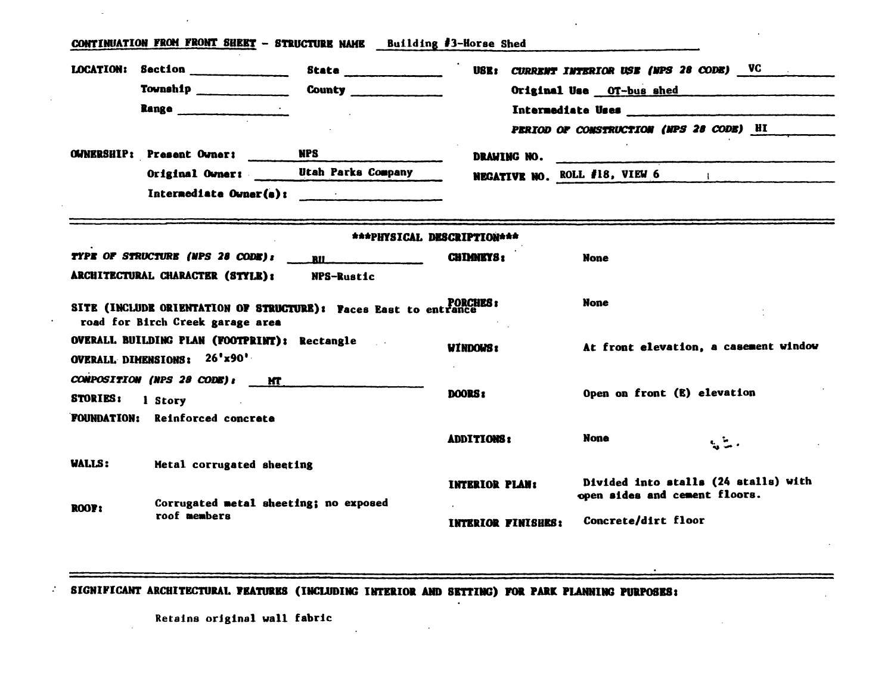**CONTINUATION FROM FRONT SHEET - STRUCTURE NAME** Building #3-Horse Shed

| | | | |
|---|---|---|---|
| **LOCATION:** Section | **State** | **USE:** *CURRENT INTERIOR USE (NPS 28 CODE)* | VC |
| Township | **County** | **Original Use** | OT-bus shed |
| Range | | **Intermediate Uses** | |
| | | *PERIOD OF CONSTRUCTION (NPS 28 CODE)* | HI |
| **OWNERSHIP:** Present Owner: | NPS | **DRAWING NO.** | |
| Original Owner: | Utah Parks Company | **NEGATIVE NO.** | ROLL #18, VIEW 6 |
| Intermediate Owner(s): | | | |

## \*\*\*PHYSICAL DESCRIPTION\*\*\*

*TYPE OF STRUCTURE (NPS 28 CODE):* BU

**ARCHITECTURAL CHARACTER (STYLE):** NPS-Rustic

**SITE (INCLUDE ORIENTATION OF STRUCTURE):** Faces East to entrance road for Birch Creek garage area

**OVERALL BUILDING PLAN (FOOTPRINT):** Rectangle

**OVERALL DIMENSIONS:** 26'x90'

*COMPOSITION (NPS 28 CODE):* MT

**STORIES:** 1 Story

**FOUNDATION:** Reinforced concrete

**WALLS:** Metal corrugated sheeting

**ROOF:** Corrugated metal sheeting; no exposed roof members

**CHIMNEYS:** None

**PORCHES:** None

**WINDOWS:** At front elevation, a casement window

**DOORS:** Open on front (E) elevation

**ADDITIONS:** None

**INTERIOR PLAN:** Divided into stalls (24 stalls) with open sides and cement floors.

**INTERIOR FINISHES:** Concrete/dirt floor

**SIGNIFICANT ARCHITECTURAL FEATURES (INCLUDING INTERIOR AND SETTING) FOR PARK PLANNING PURPOSES:**

Retains original wall fabric